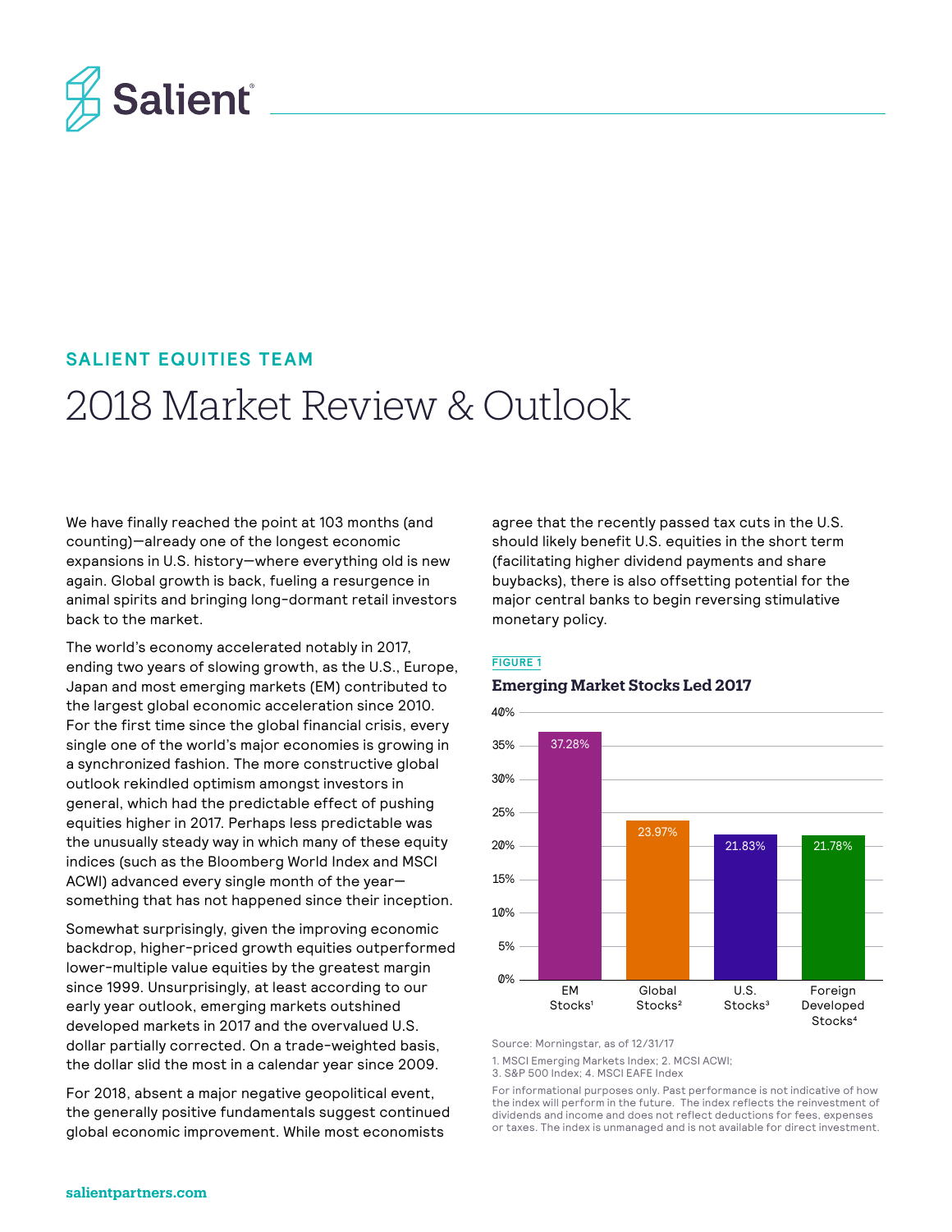Salient

**SALIENT EQUITIES TEAM**

# 2018 Market Review & Outlook

We have finally reached the point at 103 months (and counting)—already one of the longest economic expansions in U.S. history—where everything old is new again. Global growth is back, fueling a resurgence in animal spirits and bringing long-dormant retail investors back to the market.

The world's economy accelerated notably in 2017, ending two years of slowing growth, as the U.S., Europe, Japan and most emerging markets (EM) contributed to the largest global economic acceleration since 2010. For the first time since the global financial crisis, every single one of the world's major economies is growing in a synchronized fashion. The more constructive global outlook rekindled optimism amongst investors in general, which had the predictable effect of pushing equities higher in 2017. Perhaps less predictable was the unusually steady way in which many of these equity indices (such as the Bloomberg World Index and MSCI ACWI) advanced every single month of the year—something that has not happened since their inception.

Somewhat surprisingly, given the improving economic backdrop, higher-priced growth equities outperformed lower-multiple value equities by the greatest margin since 1999. Unsurprisingly, at least according to our early year outlook, emerging markets outshined developed markets in 2017 and the overvalued U.S. dollar partially corrected. On a trade-weighted basis, the dollar slid the most in a calendar year since 2009.

For 2018, absent a major negative geopolitical event, the generally positive fundamentals suggest continued global economic improvement. While most economists agree that the recently passed tax cuts in the U.S. should likely benefit U.S. equities in the short term (facilitating higher dividend payments and share buybacks), there is also offsetting potential for the major central banks to begin reversing stimulative monetary policy.

**FIGURE 1**

**Emerging Market Stocks Led 2017**

| Index | Return |
|---|---|
| EM Stocks[1] | 37.28% |
| Global Stocks[2] | 23.97% |
| U.S. Stocks[3] | 21.83% |
| Foreign Developed Stocks[4] | 21.78% |

Source: Morningstar, as of 12/31/17

1. MSCI Emerging Markets Index; 2. MCSI ACWI;
3. S&P 500 Index; 4. MSCI EAFE Index

For informational purposes only. Past performance is not indicative of how the index will perform in the future. The index reflects the reinvestment of dividends and income and does not reflect deductions for fees, expenses or taxes. The index is unmanaged and is not available for direct investment.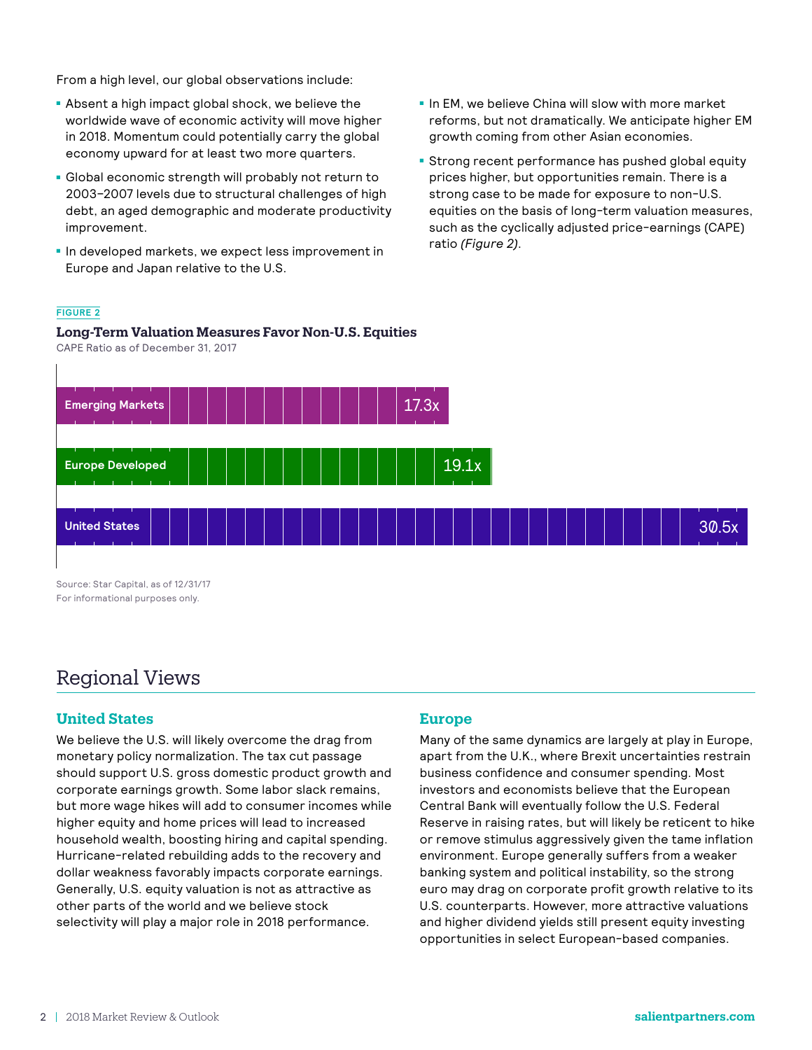From a high level, our global observations include:

- Absent a high impact global shock, we believe the worldwide wave of economic activity will move higher in 2018. Momentum could potentially carry the global economy upward for at least two more quarters.
- Global economic strength will probably not return to 2003–2007 levels due to structural challenges of high debt, an aged demographic and moderate productivity improvement.
- In developed markets, we expect less improvement in Europe and Japan relative to the U.S.
- In EM, we believe China will slow with more market reforms, but not dramatically. We anticipate higher EM growth coming from other Asian economies.
- Strong recent performance has pushed global equity prices higher, but opportunities remain. There is a strong case to be made for exposure to non-U.S. equities on the basis of long-term valuation measures, such as the cyclically adjusted price-earnings (CAPE) ratio *(Figure 2)*.

FIGURE 2

**Long-Term Valuation Measures Favor Non-U.S. Equities**

CAPE Ratio as of December 31, 2017

| Region | CAPE Ratio |
|---|---|
| Emerging Markets | 17.3x |
| Europe Developed | 19.1x |
| United States | 30.5x |

Source: Star Capital, as of 12/31/17
For informational purposes only.

# Regional Views

## United States

We believe the U.S. will likely overcome the drag from monetary policy normalization. The tax cut passage should support U.S. gross domestic product growth and corporate earnings growth. Some labor slack remains, but more wage hikes will add to consumer incomes while higher equity and home prices will lead to increased household wealth, boosting hiring and capital spending. Hurricane-related rebuilding adds to the recovery and dollar weakness favorably impacts corporate earnings. Generally, U.S. equity valuation is not as attractive as other parts of the world and we believe stock selectivity will play a major role in 2018 performance.

## Europe

Many of the same dynamics are largely at play in Europe, apart from the U.K., where Brexit uncertainties restrain business confidence and consumer spending. Most investors and economists believe that the European Central Bank will eventually follow the U.S. Federal Reserve in raising rates, but will likely be reticent to hike or remove stimulus aggressively given the tame inflation environment. Europe generally suffers from a weaker banking system and political instability, so the strong euro may drag on corporate profit growth relative to its U.S. counterparts. However, more attractive valuations and higher dividend yields still present equity investing opportunities in select European-based companies.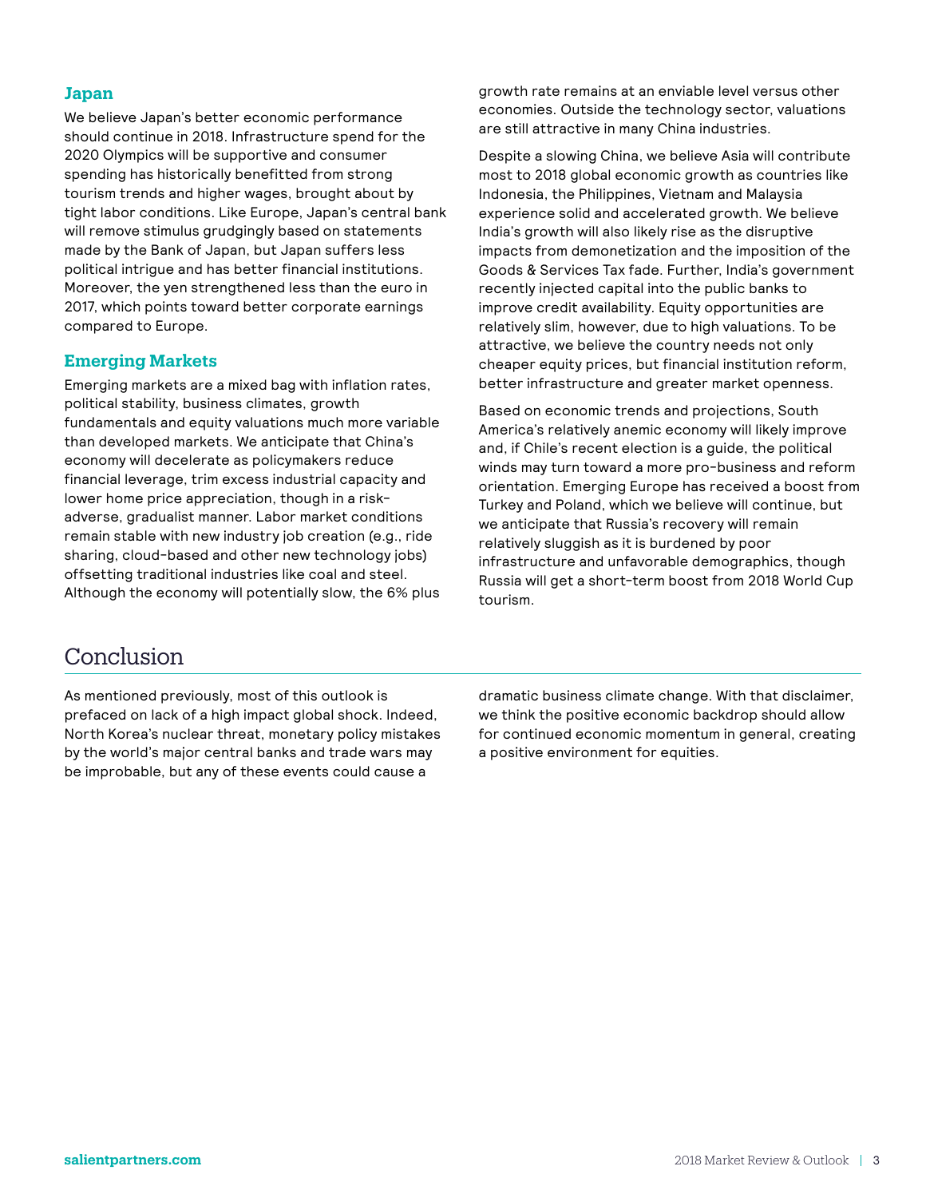### Japan

We believe Japan's better economic performance should continue in 2018. Infrastructure spend for the 2020 Olympics will be supportive and consumer spending has historically benefitted from strong tourism trends and higher wages, brought about by tight labor conditions. Like Europe, Japan's central bank will remove stimulus grudgingly based on statements made by the Bank of Japan, but Japan suffers less political intrigue and has better financial institutions. Moreover, the yen strengthened less than the euro in 2017, which points toward better corporate earnings compared to Europe.

### Emerging Markets

Emerging markets are a mixed bag with inflation rates, political stability, business climates, growth fundamentals and equity valuations much more variable than developed markets. We anticipate that China's economy will decelerate as policymakers reduce financial leverage, trim excess industrial capacity and lower home price appreciation, though in a risk-adverse, gradualist manner. Labor market conditions remain stable with new industry job creation (e.g., ride sharing, cloud-based and other new technology jobs) offsetting traditional industries like coal and steel. Although the economy will potentially slow, the 6% plus growth rate remains at an enviable level versus other economies. Outside the technology sector, valuations are still attractive in many China industries.

Despite a slowing China, we believe Asia will contribute most to 2018 global economic growth as countries like Indonesia, the Philippines, Vietnam and Malaysia experience solid and accelerated growth. We believe India's growth will also likely rise as the disruptive impacts from demonetization and the imposition of the Goods & Services Tax fade. Further, India's government recently injected capital into the public banks to improve credit availability. Equity opportunities are relatively slim, however, due to high valuations. To be attractive, we believe the country needs not only cheaper equity prices, but financial institution reform, better infrastructure and greater market openness.

Based on economic trends and projections, South America's relatively anemic economy will likely improve and, if Chile's recent election is a guide, the political winds may turn toward a more pro-business and reform orientation. Emerging Europe has received a boost from Turkey and Poland, which we believe will continue, but we anticipate that Russia's recovery will remain relatively sluggish as it is burdened by poor infrastructure and unfavorable demographics, though Russia will get a short-term boost from 2018 World Cup tourism.

## Conclusion

As mentioned previously, most of this outlook is prefaced on lack of a high impact global shock. Indeed, North Korea's nuclear threat, monetary policy mistakes by the world's major central banks and trade wars may be improbable, but any of these events could cause a dramatic business climate change. With that disclaimer, we think the positive economic backdrop should allow for continued economic momentum in general, creating a positive environment for equities.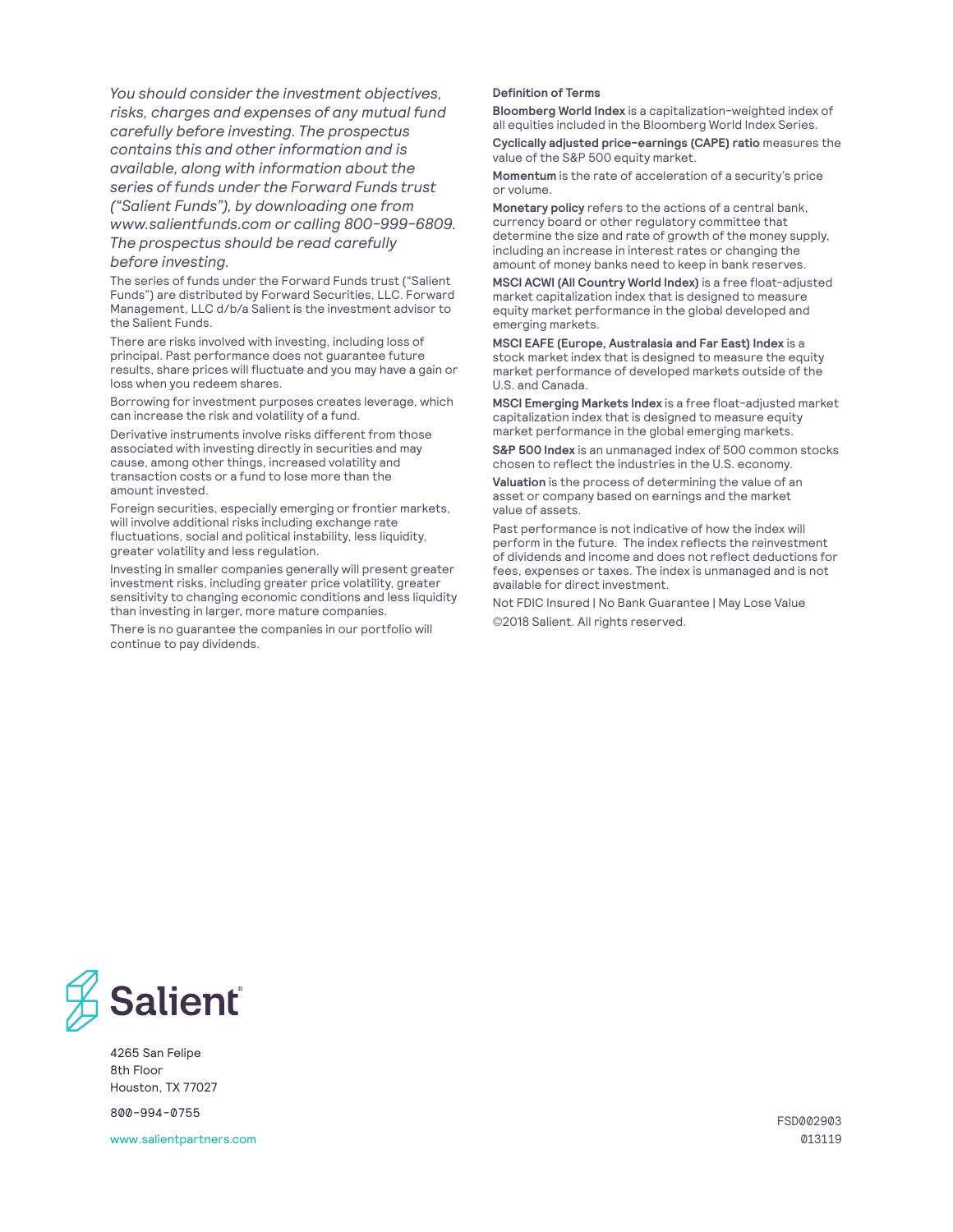*You should consider the investment objectives, risks, charges and expenses of any mutual fund carefully before investing. The prospectus contains this and other information and is available, along with information about the series of funds under the Forward Funds trust ("Salient Funds"), by downloading one from www.salientfunds.com or calling 800-999-6809. The prospectus should be read carefully before investing.*

The series of funds under the Forward Funds trust ("Salient Funds") are distributed by Forward Securities, LLC. Forward Management, LLC d/b/a Salient is the investment advisor to the Salient Funds.

There are risks involved with investing, including loss of principal. Past performance does not guarantee future results, share prices will fluctuate and you may have a gain or loss when you redeem shares.

Borrowing for investment purposes creates leverage, which can increase the risk and volatility of a fund.

Derivative instruments involve risks different from those associated with investing directly in securities and may cause, among other things, increased volatility and transaction costs or a fund to lose more than the amount invested.

Foreign securities, especially emerging or frontier markets, will involve additional risks including exchange rate fluctuations, social and political instability, less liquidity, greater volatility and less regulation.

Investing in smaller companies generally will present greater investment risks, including greater price volatility, greater sensitivity to changing economic conditions and less liquidity than investing in larger, more mature companies.

There is no guarantee the companies in our portfolio will continue to pay dividends.

**Definition of Terms**

**Bloomberg World Index** is a capitalization-weighted index of all equities included in the Bloomberg World Index Series.

**Cyclically adjusted price-earnings (CAPE) ratio** measures the value of the S&P 500 equity market.

**Momentum** is the rate of acceleration of a security's price or volume.

**Monetary policy** refers to the actions of a central bank, currency board or other regulatory committee that determine the size and rate of growth of the money supply, including an increase in interest rates or changing the amount of money banks need to keep in bank reserves.

**MSCI ACWI (All Country World Index)** is a free float-adjusted market capitalization index that is designed to measure equity market performance in the global developed and emerging markets.

**MSCI EAFE (Europe, Australasia and Far East) Index** is a stock market index that is designed to measure the equity market performance of developed markets outside of the U.S. and Canada.

**MSCI Emerging Markets Index** is a free float-adjusted market capitalization index that is designed to measure equity market performance in the global emerging markets.

**S&P 500 Index** is an unmanaged index of 500 common stocks chosen to reflect the industries in the U.S. economy.

**Valuation** is the process of determining the value of an asset or company based on earnings and the market value of assets.

Past performance is not indicative of how the index will perform in the future. The index reflects the reinvestment of dividends and income and does not reflect deductions for fees, expenses or taxes. The index is unmanaged and is not available for direct investment.

Not FDIC Insured | No Bank Guarantee | May Lose Value

©2018 Salient. All rights reserved.

**Salient**

4265 San Felipe
8th Floor
Houston, TX 77027

800-994-0755

www.salientpartners.com

FSD002903
013119